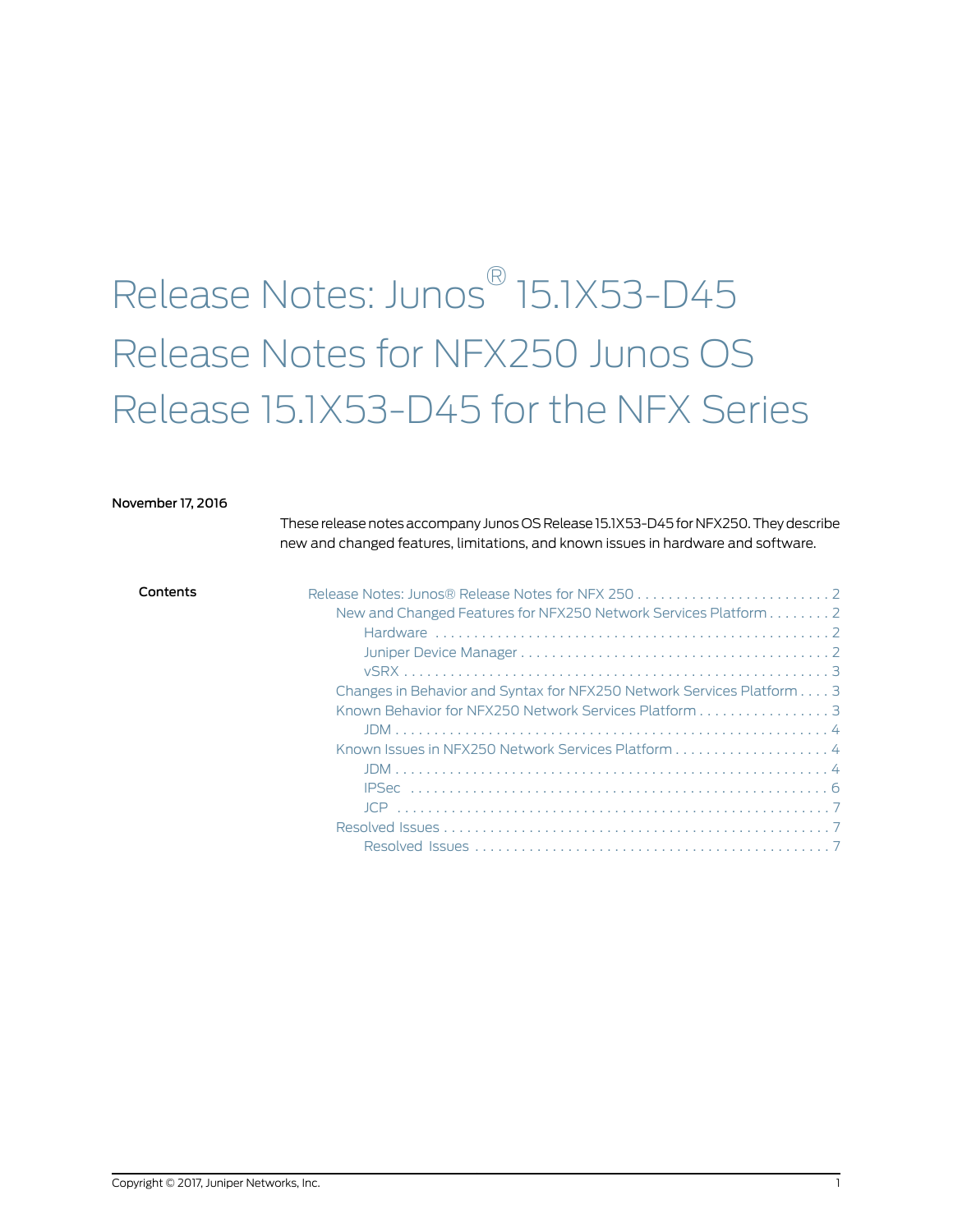# Release Notes: Junos® 15.1X53-D45 Release Notes for NFX250 Junos OS Release 15.1X53-D45 for the NFX Series

**November 17, 2016**

These release notes accompany Junos OS Release 15.1X53-D45 for NFX250. They describe new and changed features, limitations, and known issues in hardware and software.

**Contents**

- Release Notes: Junos® Release Notes for NFX 250 . . . . . 2
  - New and Changed Features for NFX250 Network Services Platform . . . . . 2
    - Hardware . . . . . 2
    - Juniper Device Manager . . . . . 2
    - vSRX . . . . . 3
  - Changes in Behavior and Syntax for NFX250 Network Services Platform . . . . . 3
  - Known Behavior for NFX250 Network Services Platform . . . . . 3
    - JDM . . . . . 4
  - Known Issues in NFX250 Network Services Platform . . . . . 4
    - JDM . . . . . 4
    - IPSec . . . . . 6
    - JCP . . . . . 7
  - Resolved Issues . . . . . 7
    - Resolved Issues . . . . . 7

Copyright © 2017, Juniper Networks, Inc.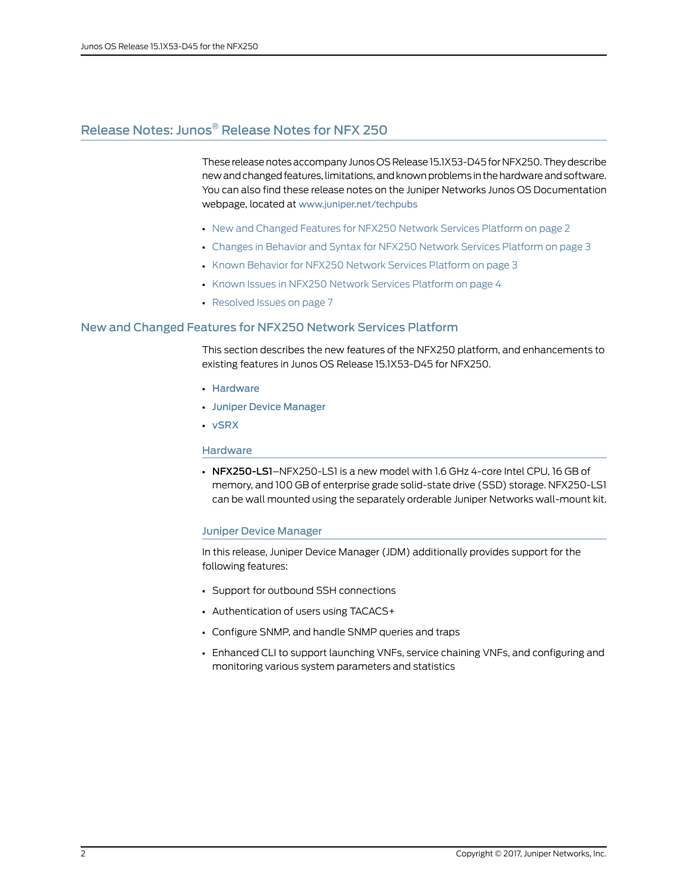# Release Notes: Junos® Release Notes for NFX 250

These release notes accompany Junos OS Release 15.1X53-D45 for NFX250. They describe new and changed features, limitations, and known problems in the hardware and software. You can also find these release notes on the Juniper Networks Junos OS Documentation webpage, located at www.juniper.net/techpubs

- New and Changed Features for NFX250 Network Services Platform on page 2
- Changes in Behavior and Syntax for NFX250 Network Services Platform on page 3
- Known Behavior for NFX250 Network Services Platform on page 3
- Known Issues in NFX250 Network Services Platform on page 4
- Resolved Issues on page 7

## New and Changed Features for NFX250 Network Services Platform

This section describes the new features of the NFX250 platform, and enhancements to existing features in Junos OS Release 15.1X53-D45 for NFX250.

- Hardware
- Juniper Device Manager
- vSRX

### Hardware

- **NFX250-LS1**—NFX250-LS1 is a new model with 1.6 GHz 4-core Intel CPU, 16 GB of memory, and 100 GB of enterprise grade solid-state drive (SSD) storage. NFX250-LS1 can be wall mounted using the separately orderable Juniper Networks wall-mount kit.

### Juniper Device Manager

In this release, Juniper Device Manager (JDM) additionally provides support for the following features:

- Support for outbound SSH connections
- Authentication of users using TACACS+
- Configure SNMP, and handle SNMP queries and traps
- Enhanced CLI to support launching VNFs, service chaining VNFs, and configuring and monitoring various system parameters and statistics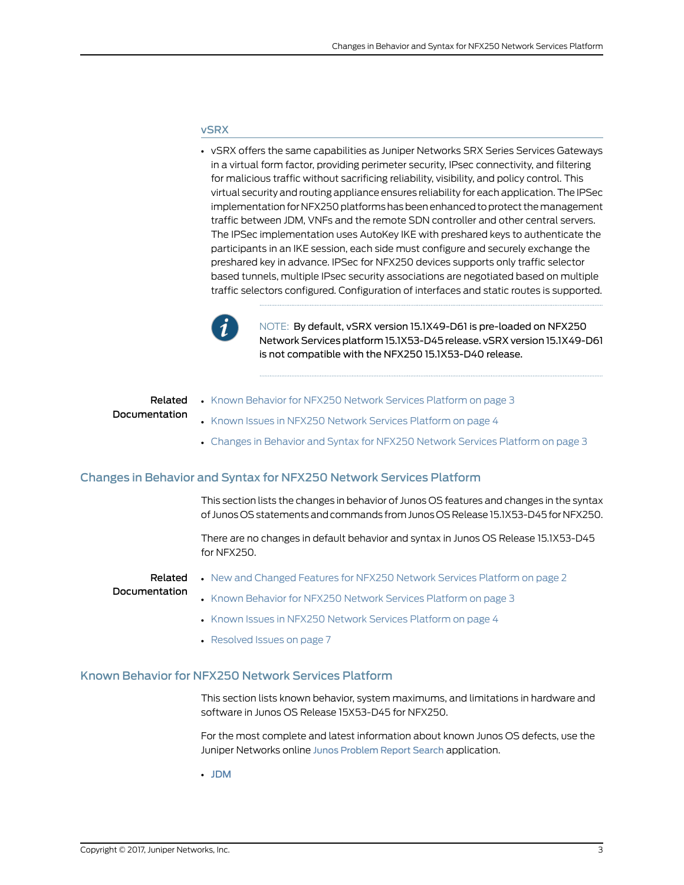### vSRX

- vSRX offers the same capabilities as Juniper Networks SRX Series Services Gateways in a virtual form factor, providing perimeter security, IPsec connectivity, and filtering for malicious traffic without sacrificing reliability, visibility, and policy control. This virtual security and routing appliance ensures reliability for each application. The IPSec implementation for NFX250 platforms has been enhanced to protect the management traffic between JDM, VNFs and the remote SDN controller and other central servers. The IPSec implementation uses AutoKey IKE with preshared keys to authenticate the participants in an IKE session, each side must configure and securely exchange the preshared key in advance. IPSec for NFX250 devices supports only traffic selector based tunnels, multiple IPsec security associations are negotiated based on multiple traffic selectors configured. Configuration of interfaces and static routes is supported.

> NOTE: By default, vSRX version 15.1X49-D61 is pre-loaded on NFX250 Network Services platform 15.1X53-D45 release. vSRX version 15.1X49-D61 is not compatible with the NFX250 15.1X53-D40 release.

**Related Documentation**

- Known Behavior for NFX250 Network Services Platform on page 3
- Known Issues in NFX250 Network Services Platform on page 4
- Changes in Behavior and Syntax for NFX250 Network Services Platform on page 3

## Changes in Behavior and Syntax for NFX250 Network Services Platform

This section lists the changes in behavior of Junos OS features and changes in the syntax of Junos OS statements and commands from Junos OS Release 15.1X53-D45 for NFX250.

There are no changes in default behavior and syntax in Junos OS Release 15.1X53-D45 for NFX250.

**Related Documentation**

- New and Changed Features for NFX250 Network Services Platform on page 2
- Known Behavior for NFX250 Network Services Platform on page 3
- Known Issues in NFX250 Network Services Platform on page 4
- Resolved Issues on page 7

## Known Behavior for NFX250 Network Services Platform

This section lists known behavior, system maximums, and limitations in hardware and software in Junos OS Release 15X53-D45 for NFX250.

For the most complete and latest information about known Junos OS defects, use the Juniper Networks online Junos Problem Report Search application.

- JDM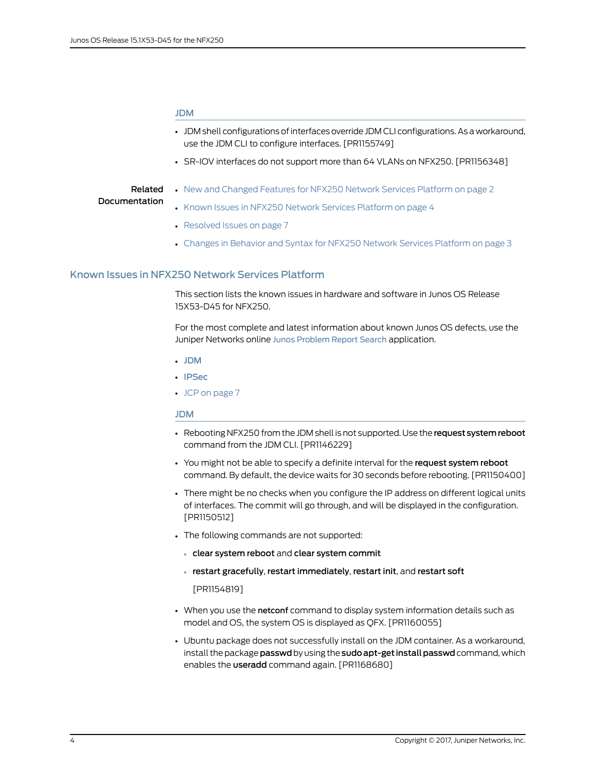### JDM

- JDM shell configurations of interfaces override JDM CLI configurations. As a workaround, use the JDM CLI to configure interfaces. [PR1155749]
- SR-IOV interfaces do not support more than 64 VLANs on NFX250. [PR1156348]

**Related Documentation**

- New and Changed Features for NFX250 Network Services Platform on page 2
- Known Issues in NFX250 Network Services Platform on page 4
- Resolved Issues on page 7
- Changes in Behavior and Syntax for NFX250 Network Services Platform on page 3

## Known Issues in NFX250 Network Services Platform

This section lists the known issues in hardware and software in Junos OS Release 15X53-D45 for NFX250.

For the most complete and latest information about known Junos OS defects, use the Juniper Networks online Junos Problem Report Search application.

- JDM
- IPSec
- JCP on page 7

### JDM

- Rebooting NFX250 from the JDM shell is not supported. Use the **request system reboot** command from the JDM CLI. [PR1146229]
- You might not be able to specify a definite interval for the **request system reboot** command. By default, the device waits for 30 seconds before rebooting. [PR1150400]
- There might be no checks when you configure the IP address on different logical units of interfaces. The commit will go through, and will be displayed in the configuration. [PR1150512]
- The following commands are not supported:
  - **clear system reboot** and **clear system commit**
  - **restart gracefully**, **restart immediately**, **restart init**, and **restart soft**

  [PR1154819]
- When you use the **netconf** command to display system information details such as model and OS, the system OS is displayed as QFX. [PR1160055]
- Ubuntu package does not successfully install on the JDM container. As a workaround, install the package **passwd** by using the **sudo apt-get install passwd** command, which enables the **useradd** command again. [PR1168680]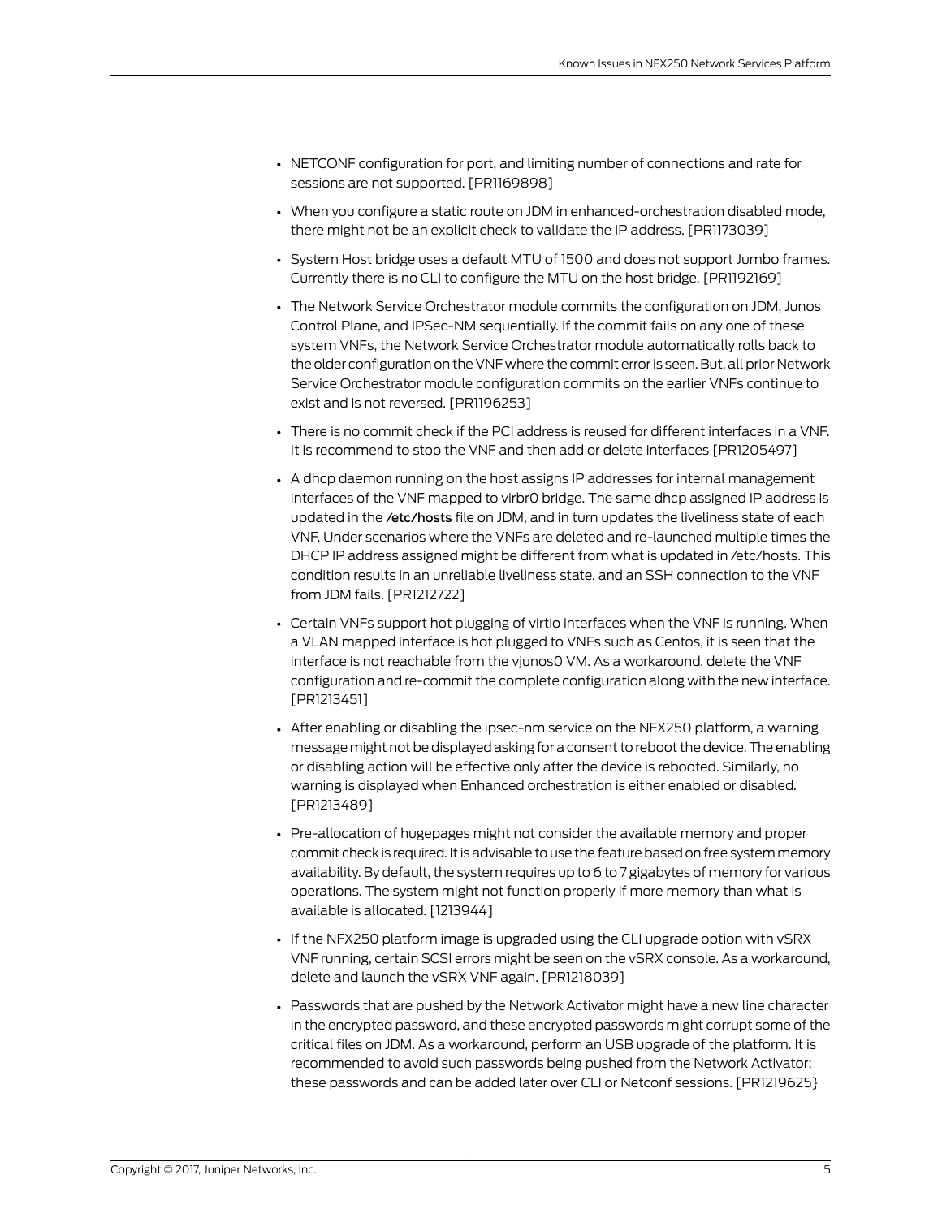- NETCONF configuration for port, and limiting number of connections and rate for sessions are not supported. [PR1169898]
- When you configure a static route on JDM in enhanced-orchestration disabled mode, there might not be an explicit check to validate the IP address. [PR1173039]
- System Host bridge uses a default MTU of 1500 and does not support Jumbo frames. Currently there is no CLI to configure the MTU on the host bridge. [PR1192169]
- The Network Service Orchestrator module commits the configuration on JDM, Junos Control Plane, and IPSec-NM sequentially. If the commit fails on any one of these system VNFs, the Network Service Orchestrator module automatically rolls back to the older configuration on the VNF where the commit error is seen. But, all prior Network Service Orchestrator module configuration commits on the earlier VNFs continue to exist and is not reversed. [PR1196253]
- There is no commit check if the PCI address is reused for different interfaces in a VNF. It is recommend to stop the VNF and then add or delete interfaces [PR1205497]
- A dhcp daemon running on the host assigns IP addresses for internal management interfaces of the VNF mapped to virbr0 bridge. The same dhcp assigned IP address is updated in the **/etc/hosts** file on JDM, and in turn updates the liveliness state of each VNF. Under scenarios where the VNFs are deleted and re-launched multiple times the DHCP IP address assigned might be different from what is updated in /etc/hosts. This condition results in an unreliable liveliness state, and an SSH connection to the VNF from JDM fails. [PR1212722]
- Certain VNFs support hot plugging of virtio interfaces when the VNF is running. When a VLAN mapped interface is hot plugged to VNFs such as Centos, it is seen that the interface is not reachable from the vjunos0 VM. As a workaround, delete the VNF configuration and re-commit the complete configuration along with the new interface. [PR1213451]
- After enabling or disabling the ipsec-nm service on the NFX250 platform, a warning message might not be displayed asking for a consent to reboot the device. The enabling or disabling action will be effective only after the device is rebooted. Similarly, no warning is displayed when Enhanced orchestration is either enabled or disabled. [PR1213489]
- Pre-allocation of hugepages might not consider the available memory and proper commit check is required. It is advisable to use the feature based on free system memory availability. By default, the system requires up to 6 to 7 gigabytes of memory for various operations. The system might not function properly if more memory than what is available is allocated. [1213944]
- If the NFX250 platform image is upgraded using the CLI upgrade option with vSRX VNF running, certain SCSI errors might be seen on the vSRX console. As a workaround, delete and launch the vSRX VNF again. [PR1218039]
- Passwords that are pushed by the Network Activator might have a new line character in the encrypted password, and these encrypted passwords might corrupt some of the critical files on JDM. As a workaround, perform an USB upgrade of the platform. It is recommended to avoid such passwords being pushed from the Network Activator; these passwords and can be added later over CLI or Netconf sessions. [PR1219625}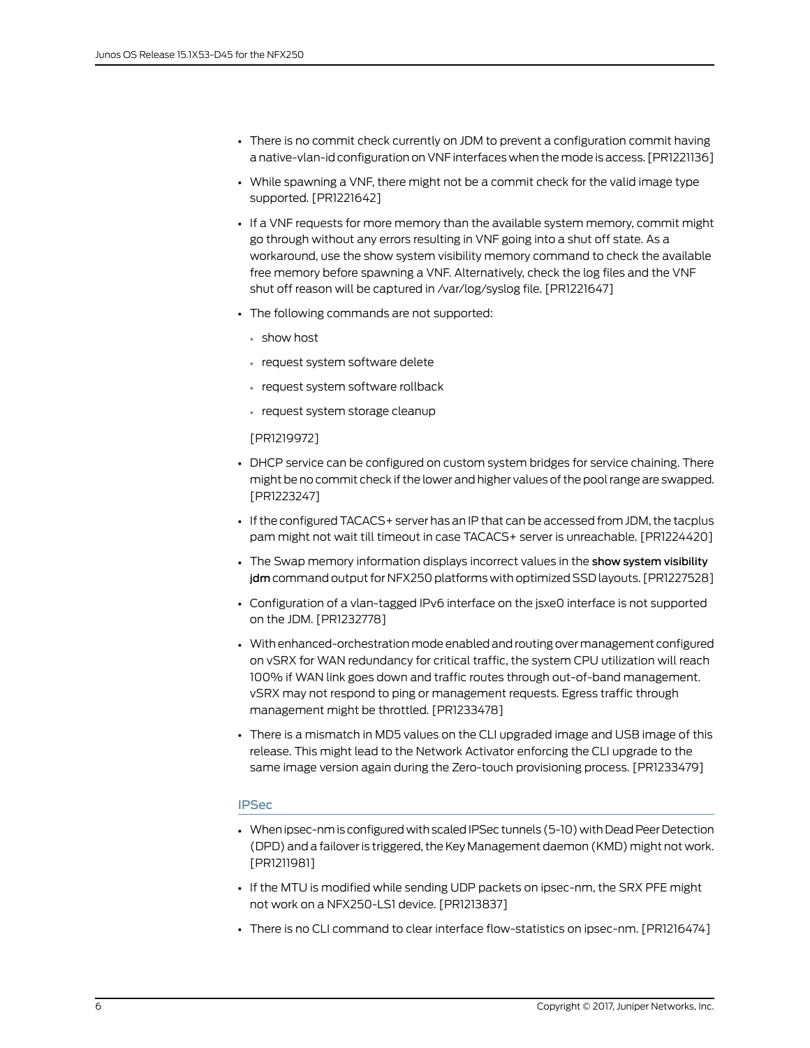- There is no commit check currently on JDM to prevent a configuration commit having a native-vlan-id configuration on VNF interfaces when the mode is access. [PR1221136]
- While spawning a VNF, there might not be a commit check for the valid image type supported. [PR1221642]
- If a VNF requests for more memory than the available system memory, commit might go through without any errors resulting in VNF going into a shut off state. As a workaround, use the show system visibility memory command to check the available free memory before spawning a VNF. Alternatively, check the log files and the VNF shut off reason will be captured in /var/log/syslog file. [PR1221647]
- The following commands are not supported:
  - show host
  - request system software delete
  - request system software rollback
  - request system storage cleanup

  [PR1219972]
- DHCP service can be configured on custom system bridges for service chaining. There might be no commit check if the lower and higher values of the pool range are swapped. [PR1223247]
- If the configured TACACS+ server has an IP that can be accessed from JDM, the tacplus pam might not wait till timeout in case TACACS+ server is unreachable. [PR1224420]
- The Swap memory information displays incorrect values in the **show system visibility jdm** command output for NFX250 platforms with optimized SSD layouts. [PR1227528]
- Configuration of a vlan-tagged IPv6 interface on the jsxe0 interface is not supported on the JDM. [PR1232778]
- With enhanced-orchestration mode enabled and routing over management configured on vSRX for WAN redundancy for critical traffic, the system CPU utilization will reach 100% if WAN link goes down and traffic routes through out-of-band management. vSRX may not respond to ping or management requests. Egress traffic through management might be throttled. [PR1233478]
- There is a mismatch in MD5 values on the CLI upgraded image and USB image of this release. This might lead to the Network Activator enforcing the CLI upgrade to the same image version again during the Zero-touch provisioning process. [PR1233479]

## IPSec

- When ipsec-nm is configured with scaled IPSec tunnels (5-10) with Dead Peer Detection (DPD) and a failover is triggered, the Key Management daemon (KMD) might not work. [PR1211981]
- If the MTU is modified while sending UDP packets on ipsec-nm, the SRX PFE might not work on a NFX250-LS1 device. [PR1213837]
- There is no CLI command to clear interface flow-statistics on ipsec-nm. [PR1216474]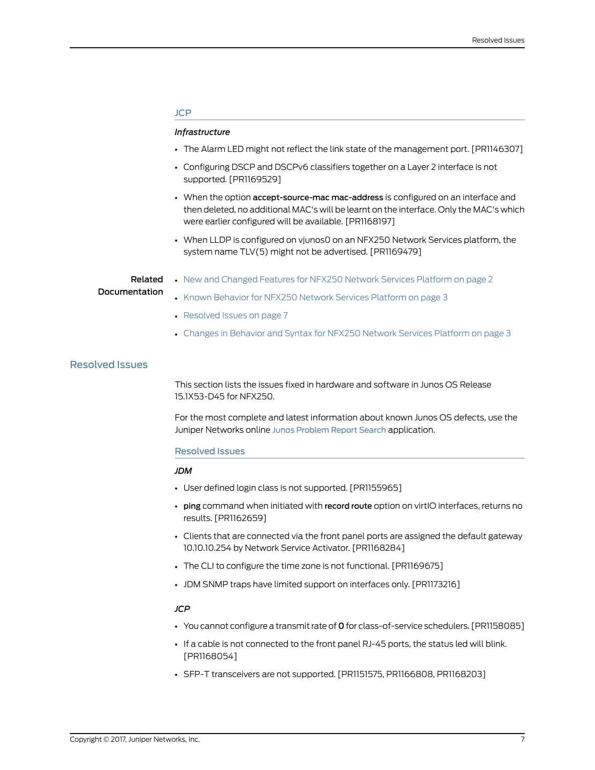### JCP

*Infrastructure*

- The Alarm LED might not reflect the link state of the management port. [PR1146307]
- Configuring DSCP and DSCPv6 classifiers together on a Layer 2 interface is not supported. [PR1169529]
- When the option **accept-source-mac mac-address** is configured on an interface and then deleted, no additional MAC's will be learnt on the interface. Only the MAC's which were earlier configured will be available. [PR1168197]
- When LLDP is configured on vjunos0 on an NFX250 Network Services platform, the system name TLV(5) might not be advertised. [PR1169479]

**Related Documentation**

- New and Changed Features for NFX250 Network Services Platform on page 2
- Known Behavior for NFX250 Network Services Platform on page 3
- Resolved Issues on page 7
- Changes in Behavior and Syntax for NFX250 Network Services Platform on page 3

## Resolved Issues

This section lists the issues fixed in hardware and software in Junos OS Release 15.1X53-D45 for NFX250.

For the most complete and latest information about known Junos OS defects, use the Juniper Networks online Junos Problem Report Search application.

### Resolved Issues

*JDM*

- User defined login class is not supported. [PR1155965]
- **ping** command when initiated with **record route** option on virtIO interfaces, returns no results. [PR1162659]
- Clients that are connected via the front panel ports are assigned the default gateway 10.10.10.254 by Network Service Activator. [PR1168284]
- The CLI to configure the time zone is not functional. [PR1169675]
- JDM SNMP traps have limited support on interfaces only. [PR1173216]

*JCP*

- You cannot configure a transmit rate of **0** for class-of-service schedulers. [PR1158085]
- If a cable is not connected to the front panel RJ-45 ports, the status led will blink. [PR1168054]
- SFP-T transceivers are not supported. [PR1151575, PR1166808, PR1168203]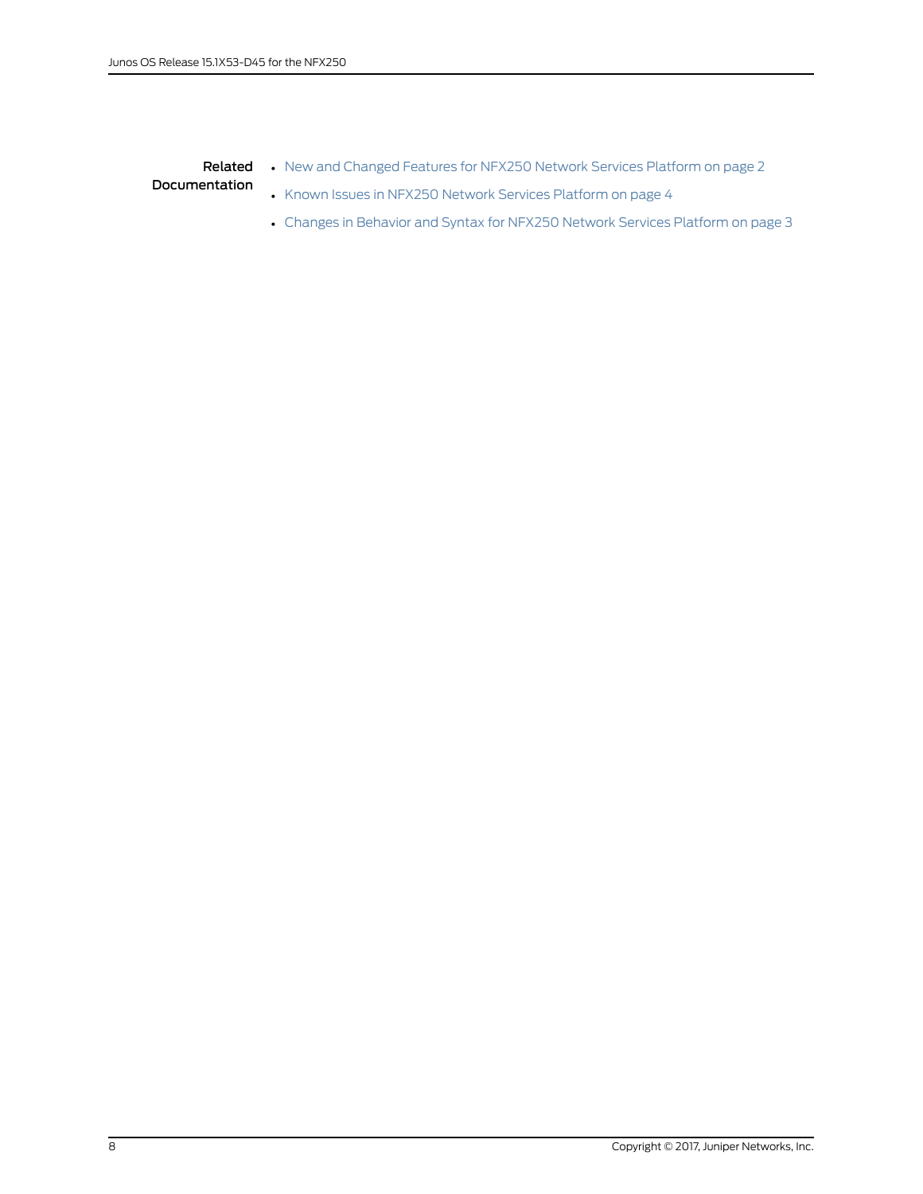**Related Documentation**

- New and Changed Features for NFX250 Network Services Platform on page 2
- Known Issues in NFX250 Network Services Platform on page 4
- Changes in Behavior and Syntax for NFX250 Network Services Platform on page 3